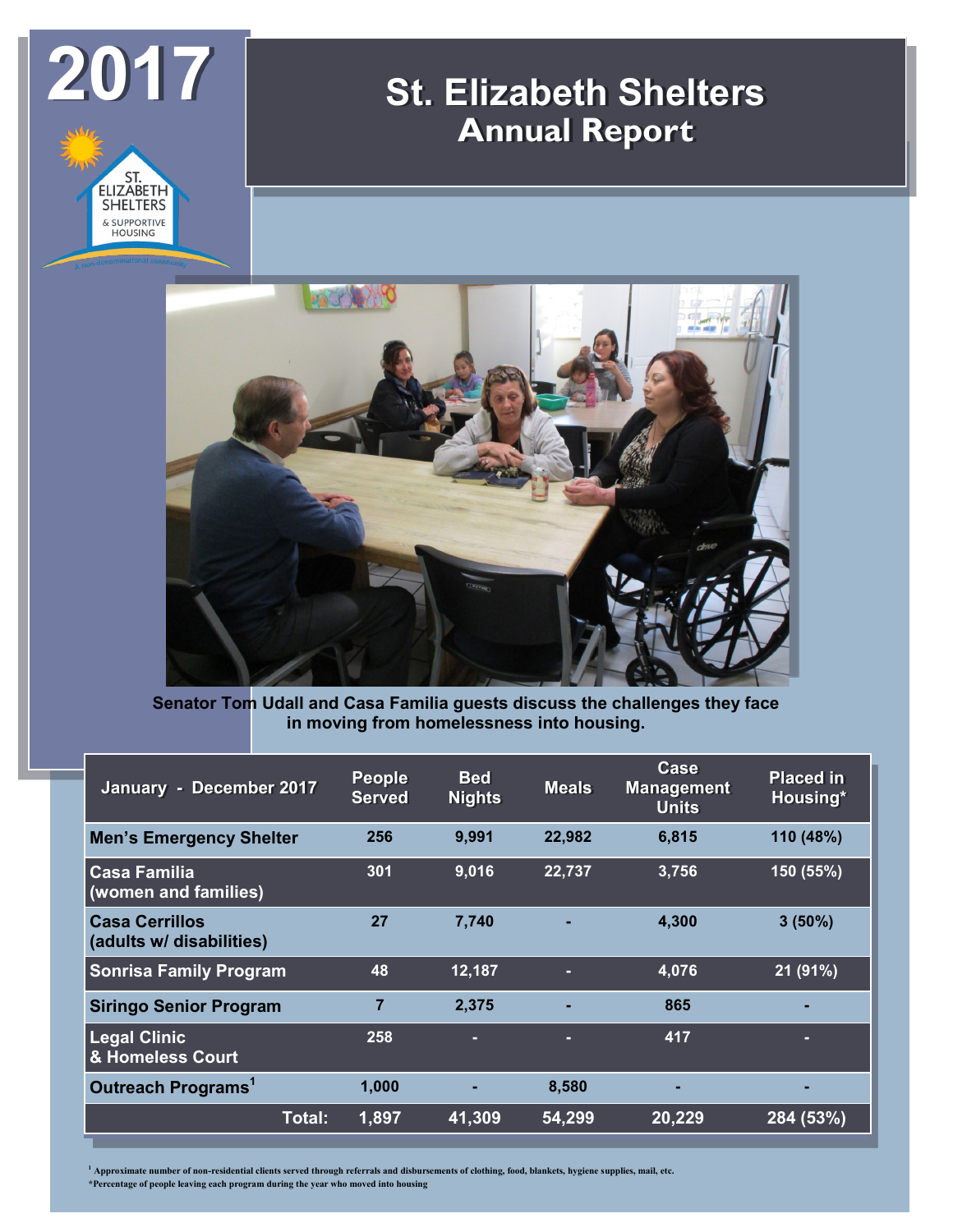# 2017

# St. Elizabeth Shelters
## Annual Report

Senator Tom Udall and Casa Familia guests discuss the challenges they face in moving from homelessness into housing.

| January - December 2017 | People Served | Bed Nights | Meals | Case Management Units | Placed in Housing* |
|---|---|---|---|---|---|
| Men's Emergency Shelter | 256 | 9,991 | 22,982 | 6,815 | 110 (48%) |
| Casa Familia (women and families) | 301 | 9,016 | 22,737 | 3,756 | 150 (55%) |
| Casa Cerrillos (adults w/ disabilities) | 27 | 7,740 | - | 4,300 | 3 (50%) |
| Sonrisa Family Program | 48 | 12,187 | - | 4,076 | 21 (91%) |
| Siringo Senior Program | 7 | 2,375 | - | 865 | - |
| Legal Clinic & Homeless Court | 258 | - | - | 417 | - |
| Outreach Programs[1] | 1,000 | - | 8,580 | - | - |
| Total: | 1,897 | 41,309 | 54,299 | 20,229 | 284 (53%) |

[1] Approximate number of non-residential clients served through referrals and disbursements of clothing, food, blankets, hygiene supplies, mail, etc.
*Percentage of people leaving each program during the year who moved into housing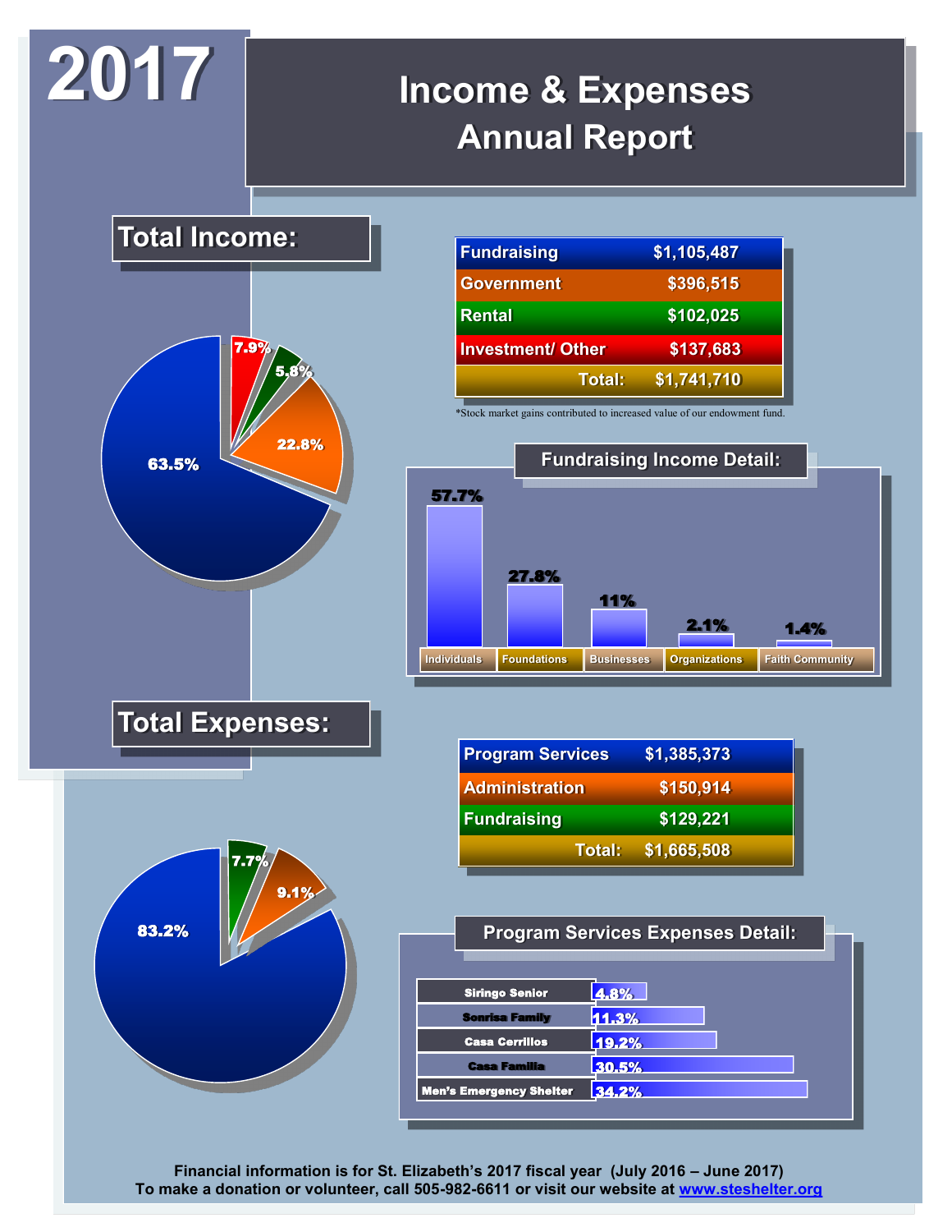# 2017

# Income & Expenses Annual Report

## Total Income:

7.9%
5.8%
22.8%
63.5%

| | |
|---|---|
| Fundraising | $1,105,487 |
| Government | $396,515 |
| Rental | $102,025 |
| Investment/ Other | $137,683 |
| Total: | $1,741,710 |

*Stock market gains contributed to increased value of our endowment fund.

### Fundraising Income Detail:

57.7%
27.8%
11%
2.1%
1.4%

Individuals
Foundations
Businesses
Organizations
Faith Community

## Total Expenses:

7.7%
9.1%
83.2%

| | |
|---|---|
| Program Services | $1,385,373 |
| Administration | $150,914 |
| Fundraising | $129,221 |
| Total: | $1,665,508 |

### Program Services Expenses Detail:

Siringo Senior 4.8%
Sonrisa Family 11.3%
Casa Cerrillos 19.2%
Casa Familia 30.5%
Men's Emergency Shelter 34.2%

**Financial information is for St. Elizabeth's 2017 fiscal year (July 2016 – June 2017)**
**To make a donation or volunteer, call 505-982-6611 or visit our website at www.steshelter.org**